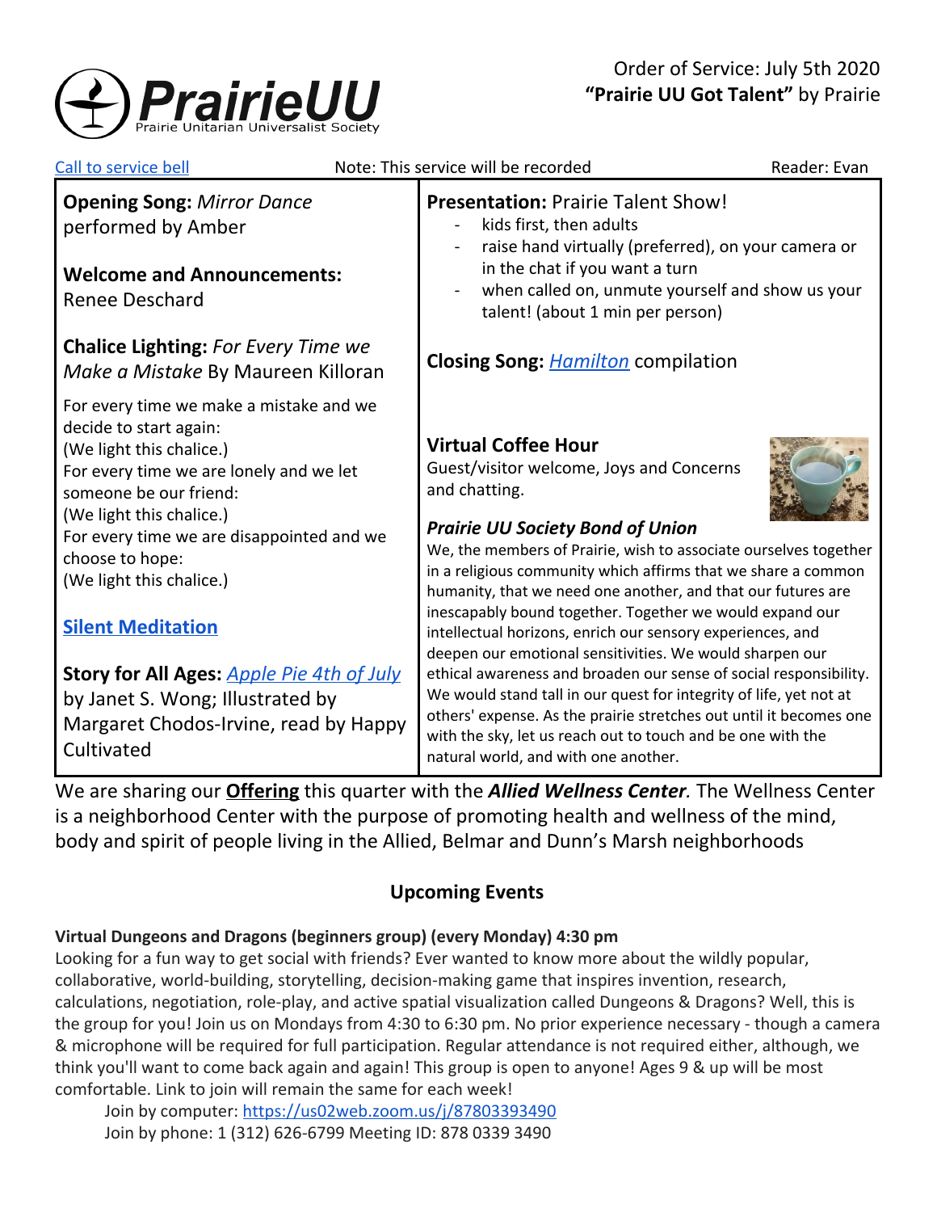PrairieUU
Prairie Unitarian Universalist Society

Order of Service: July 5th 2020
**"Prairie UU Got Talent"** by Prairie

Call to service bell | Note: This service will be recorded | Reader: Evan

**Opening Song:** *Mirror Dance* performed by Amber

**Welcome and Announcements:** Renee Deschard

**Chalice Lighting:** *For Every Time we Make a Mistake* By Maureen Killoran

For every time we make a mistake and we decide to start again:
(We light this chalice.)
For every time we are lonely and we let someone be our friend:
(We light this chalice.)
For every time we are disappointed and we choose to hope:
(We light this chalice.)

**Silent Meditation**

**Story for All Ages:** *Apple Pie 4th of July* by Janet S. Wong; Illustrated by Margaret Chodos-Irvine, read by Happy Cultivated

**Presentation:** Prairie Talent Show!
- kids first, then adults
- raise hand virtually (preferred), on your camera or in the chat if you want a turn
- when called on, unmute yourself and show us your talent! (about 1 min per person)

**Closing Song:** *Hamilton* compilation

**Virtual Coffee Hour**
Guest/visitor welcome, Joys and Concerns and chatting.

***Prairie UU Society Bond of Union***
We, the members of Prairie, wish to associate ourselves together in a religious community which affirms that we share a common humanity, that we need one another, and that our futures are inescapably bound together. Together we would expand our intellectual horizons, enrich our sensory experiences, and deepen our emotional sensitivities. We would sharpen our ethical awareness and broaden our sense of social responsibility. We would stand tall in our quest for integrity of life, yet not at others' expense. As the prairie stretches out until it becomes one with the sky, let us reach out to touch and be one with the natural world, and with one another.

We are sharing our **Offering** this quarter with the ***Allied Wellness Center.*** The Wellness Center is a neighborhood Center with the purpose of promoting health and wellness of the mind, body and spirit of people living in the Allied, Belmar and Dunn's Marsh neighborhoods

## Upcoming Events

**Virtual Dungeons and Dragons (beginners group) (every Monday) 4:30 pm**
Looking for a fun way to get social with friends? Ever wanted to know more about the wildly popular, collaborative, world-building, storytelling, decision-making game that inspires invention, research, calculations, negotiation, role-play, and active spatial visualization called Dungeons & Dragons? Well, this is the group for you! Join us on Mondays from 4:30 to 6:30 pm. No prior experience necessary - though a camera & microphone will be required for full participation. Regular attendance is not required either, although, we think you'll want to come back again and again! This group is open to anyone! Ages 9 & up will be most comfortable. Link to join will remain the same for each week!

Join by computer: https://us02web.zoom.us/j/87803393490
Join by phone: 1 (312) 626-6799 Meeting ID: 878 0339 3490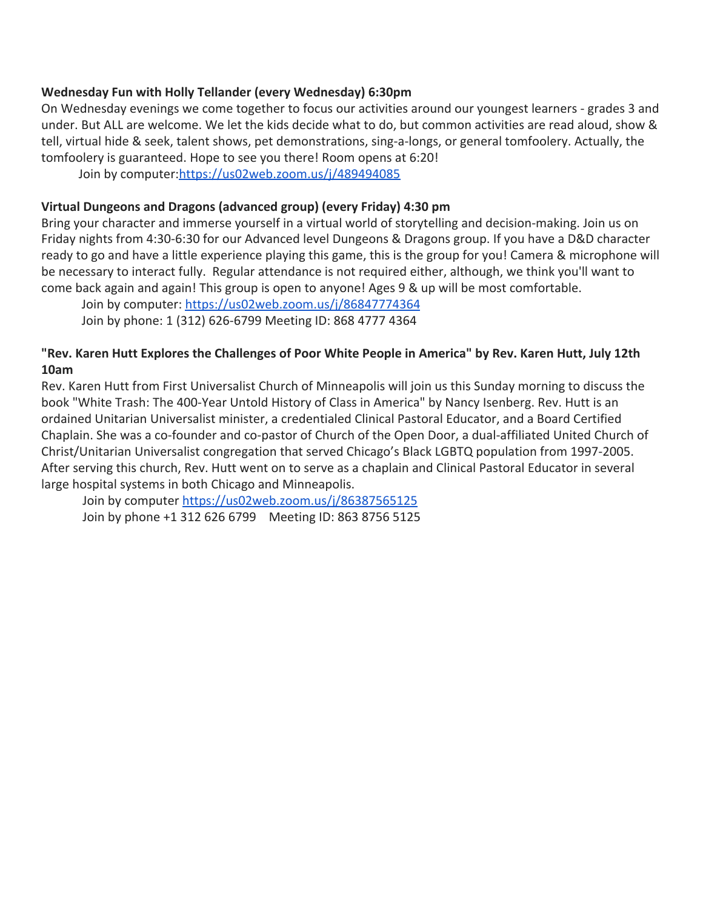**Wednesday Fun with Holly Tellander (every Wednesday) 6:30pm**

On Wednesday evenings we come together to focus our activities around our youngest learners - grades 3 and under. But ALL are welcome. We let the kids decide what to do, but common activities are read aloud, show & tell, virtual hide & seek, talent shows, pet demonstrations, sing-a-longs, or general tomfoolery. Actually, the tomfoolery is guaranteed. Hope to see you there! Room opens at 6:20!

Join by computer:https://us02web.zoom.us/j/489494085

**Virtual Dungeons and Dragons (advanced group) (every Friday) 4:30 pm**

Bring your character and immerse yourself in a virtual world of storytelling and decision-making. Join us on Friday nights from 4:30-6:30 for our Advanced level Dungeons & Dragons group. If you have a D&D character ready to go and have a little experience playing this game, this is the group for you! Camera & microphone will be necessary to interact fully. Regular attendance is not required either, although, we think you'll want to come back again and again! This group is open to anyone! Ages 9 & up will be most comfortable.

Join by computer: https://us02web.zoom.us/j/86847774364

Join by phone: 1 (312) 626-6799 Meeting ID: 868 4777 4364

**"Rev. Karen Hutt Explores the Challenges of Poor White People in America" by Rev. Karen Hutt, July 12th 10am**

Rev. Karen Hutt from First Universalist Church of Minneapolis will join us this Sunday morning to discuss the book "White Trash: The 400-Year Untold History of Class in America" by Nancy Isenberg. Rev. Hutt is an ordained Unitarian Universalist minister, a credentialed Clinical Pastoral Educator, and a Board Certified Chaplain. She was a co-founder and co-pastor of Church of the Open Door, a dual-affiliated United Church of Christ/Unitarian Universalist congregation that served Chicago's Black LGBTQ population from 1997-2005. After serving this church, Rev. Hutt went on to serve as a chaplain and Clinical Pastoral Educator in several large hospital systems in both Chicago and Minneapolis.

Join by computer https://us02web.zoom.us/j/86387565125

Join by phone +1 312 626 6799 Meeting ID: 863 8756 5125